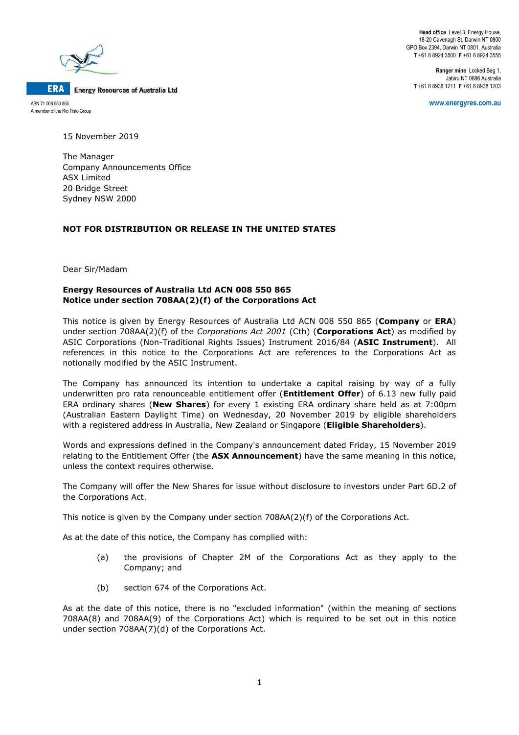**ERA** Energy Resources of Australia Ltd

ABN 71 008 550 865
A member of the Rio Tinto Group

**Head office** Level 3, Energy House, 18-20 Cavenagh St, Darwin NT 0800
GPO Box 2394, Darwin NT 0801, Australia
**T** +61 8 8924 3500 **F** +61 8 8924 3555

**Ranger mine** Locked Bag 1, Jabiru NT 0886 Australia
**T** +61 8 8938 1211 **F** +61 8 8938 1203

www.energyres.com.au

15 November 2019

The Manager
Company Announcements Office
ASX Limited
20 Bridge Street
Sydney NSW 2000

**NOT FOR DISTRIBUTION OR RELEASE IN THE UNITED STATES**

Dear Sir/Madam

**Energy Resources of Australia Ltd ACN 008 550 865**
**Notice under section 708AA(2)(f) of the Corporations Act**

This notice is given by Energy Resources of Australia Ltd ACN 008 550 865 (**Company** or **ERA**) under section 708AA(2)(f) of the *Corporations Act 2001* (Cth) (**Corporations Act**) as modified by ASIC Corporations (Non-Traditional Rights Issues) Instrument 2016/84 (**ASIC Instrument**). All references in this notice to the Corporations Act are references to the Corporations Act as notionally modified by the ASIC Instrument.

The Company has announced its intention to undertake a capital raising by way of a fully underwritten pro rata renounceable entitlement offer (**Entitlement Offer**) of 6.13 new fully paid ERA ordinary shares (**New Shares**) for every 1 existing ERA ordinary share held as at 7:00pm (Australian Eastern Daylight Time) on Wednesday, 20 November 2019 by eligible shareholders with a registered address in Australia, New Zealand or Singapore (**Eligible Shareholders**).

Words and expressions defined in the Company's announcement dated Friday, 15 November 2019 relating to the Entitlement Offer (the **ASX Announcement**) have the same meaning in this notice, unless the context requires otherwise.

The Company will offer the New Shares for issue without disclosure to investors under Part 6D.2 of the Corporations Act.

This notice is given by the Company under section 708AA(2)(f) of the Corporations Act.

As at the date of this notice, the Company has complied with:

(a) the provisions of Chapter 2M of the Corporations Act as they apply to the Company; and

(b) section 674 of the Corporations Act.

As at the date of this notice, there is no "excluded information" (within the meaning of sections 708AA(8) and 708AA(9) of the Corporations Act) which is required to be set out in this notice under section 708AA(7)(d) of the Corporations Act.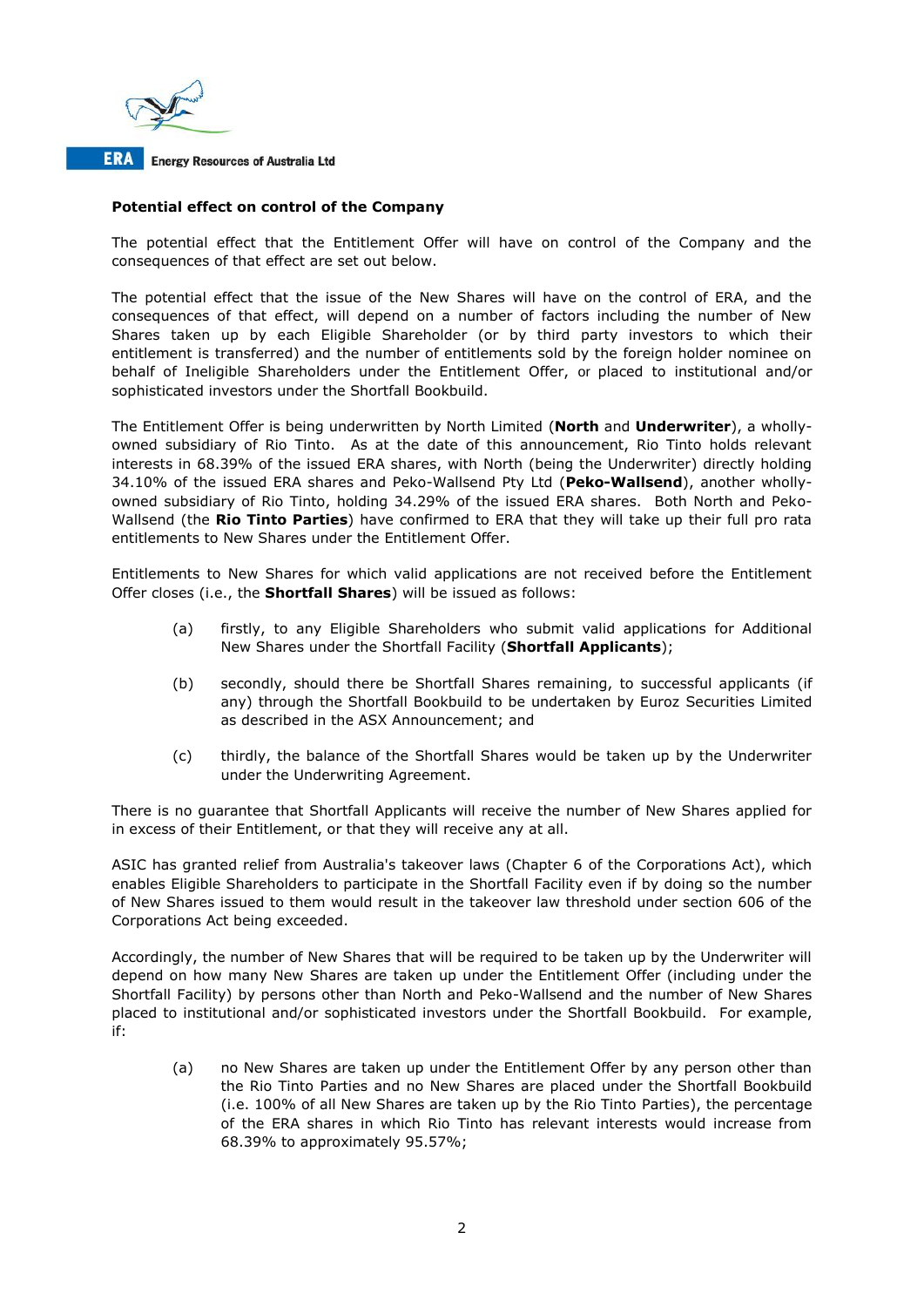**Potential effect on control of the Company**

The potential effect that the Entitlement Offer will have on control of the Company and the consequences of that effect are set out below.

The potential effect that the issue of the New Shares will have on the control of ERA, and the consequences of that effect, will depend on a number of factors including the number of New Shares taken up by each Eligible Shareholder (or by third party investors to which their entitlement is transferred) and the number of entitlements sold by the foreign holder nominee on behalf of Ineligible Shareholders under the Entitlement Offer, or placed to institutional and/or sophisticated investors under the Shortfall Bookbuild.

The Entitlement Offer is being underwritten by North Limited (**North** and **Underwriter**), a wholly-owned subsidiary of Rio Tinto. As at the date of this announcement, Rio Tinto holds relevant interests in 68.39% of the issued ERA shares, with North (being the Underwriter) directly holding 34.10% of the issued ERA shares and Peko-Wallsend Pty Ltd (**Peko-Wallsend**), another wholly-owned subsidiary of Rio Tinto, holding 34.29% of the issued ERA shares. Both North and Peko-Wallsend (the **Rio Tinto Parties**) have confirmed to ERA that they will take up their full pro rata entitlements to New Shares under the Entitlement Offer.

Entitlements to New Shares for which valid applications are not received before the Entitlement Offer closes (i.e., the **Shortfall Shares**) will be issued as follows:

(a) firstly, to any Eligible Shareholders who submit valid applications for Additional New Shares under the Shortfall Facility (**Shortfall Applicants**);

(b) secondly, should there be Shortfall Shares remaining, to successful applicants (if any) through the Shortfall Bookbuild to be undertaken by Euroz Securities Limited as described in the ASX Announcement; and

(c) thirdly, the balance of the Shortfall Shares would be taken up by the Underwriter under the Underwriting Agreement.

There is no guarantee that Shortfall Applicants will receive the number of New Shares applied for in excess of their Entitlement, or that they will receive any at all.

ASIC has granted relief from Australia's takeover laws (Chapter 6 of the Corporations Act), which enables Eligible Shareholders to participate in the Shortfall Facility even if by doing so the number of New Shares issued to them would result in the takeover law threshold under section 606 of the Corporations Act being exceeded.

Accordingly, the number of New Shares that will be required to be taken up by the Underwriter will depend on how many New Shares are taken up under the Entitlement Offer (including under the Shortfall Facility) by persons other than North and Peko-Wallsend and the number of New Shares placed to institutional and/or sophisticated investors under the Shortfall Bookbuild. For example, if:

(a) no New Shares are taken up under the Entitlement Offer by any person other than the Rio Tinto Parties and no New Shares are placed under the Shortfall Bookbuild (i.e. 100% of all New Shares are taken up by the Rio Tinto Parties), the percentage of the ERA shares in which Rio Tinto has relevant interests would increase from 68.39% to approximately 95.57%;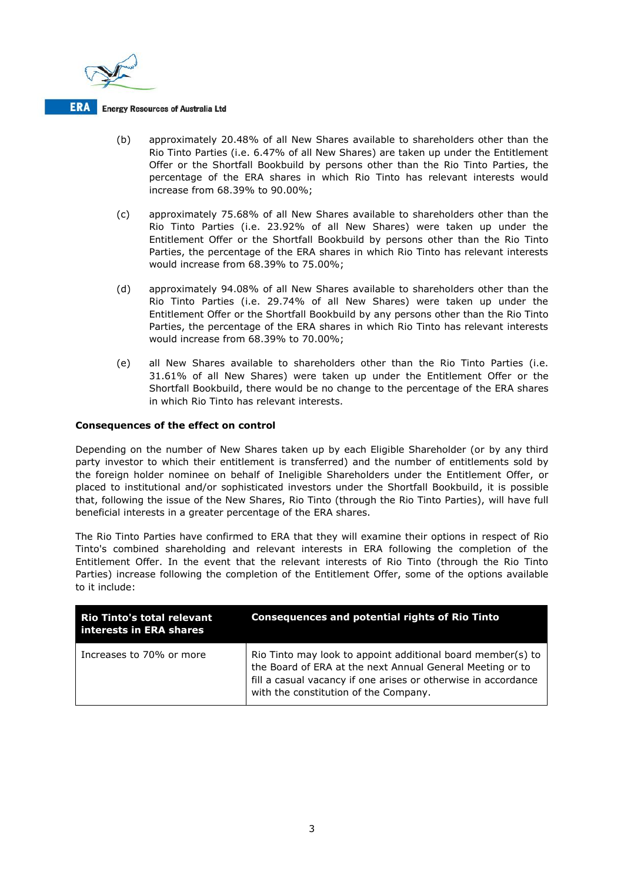(b) approximately 20.48% of all New Shares available to shareholders other than the Rio Tinto Parties (i.e. 6.47% of all New Shares) are taken up under the Entitlement Offer or the Shortfall Bookbuild by persons other than the Rio Tinto Parties, the percentage of the ERA shares in which Rio Tinto has relevant interests would increase from 68.39% to 90.00%;

(c) approximately 75.68% of all New Shares available to shareholders other than the Rio Tinto Parties (i.e. 23.92% of all New Shares) were taken up under the Entitlement Offer or the Shortfall Bookbuild by persons other than the Rio Tinto Parties, the percentage of the ERA shares in which Rio Tinto has relevant interests would increase from 68.39% to 75.00%;

(d) approximately 94.08% of all New Shares available to shareholders other than the Rio Tinto Parties (i.e. 29.74% of all New Shares) were taken up under the Entitlement Offer or the Shortfall Bookbuild by any persons other than the Rio Tinto Parties, the percentage of the ERA shares in which Rio Tinto has relevant interests would increase from 68.39% to 70.00%;

(e) all New Shares available to shareholders other than the Rio Tinto Parties (i.e. 31.61% of all New Shares) were taken up under the Entitlement Offer or the Shortfall Bookbuild, there would be no change to the percentage of the ERA shares in which Rio Tinto has relevant interests.

**Consequences of the effect on control**

Depending on the number of New Shares taken up by each Eligible Shareholder (or by any third party investor to which their entitlement is transferred) and the number of entitlements sold by the foreign holder nominee on behalf of Ineligible Shareholders under the Entitlement Offer, or placed to institutional and/or sophisticated investors under the Shortfall Bookbuild, it is possible that, following the issue of the New Shares, Rio Tinto (through the Rio Tinto Parties), will have full beneficial interests in a greater percentage of the ERA shares.

The Rio Tinto Parties have confirmed to ERA that they will examine their options in respect of Rio Tinto's combined shareholding and relevant interests in ERA following the completion of the Entitlement Offer. In the event that the relevant interests of Rio Tinto (through the Rio Tinto Parties) increase following the completion of the Entitlement Offer, some of the options available to it include:

| Rio Tinto's total relevant interests in ERA shares | Consequences and potential rights of Rio Tinto |
|---|---|
| Increases to 70% or more | Rio Tinto may look to appoint additional board member(s) to the Board of ERA at the next Annual General Meeting or to fill a casual vacancy if one arises or otherwise in accordance with the constitution of the Company. |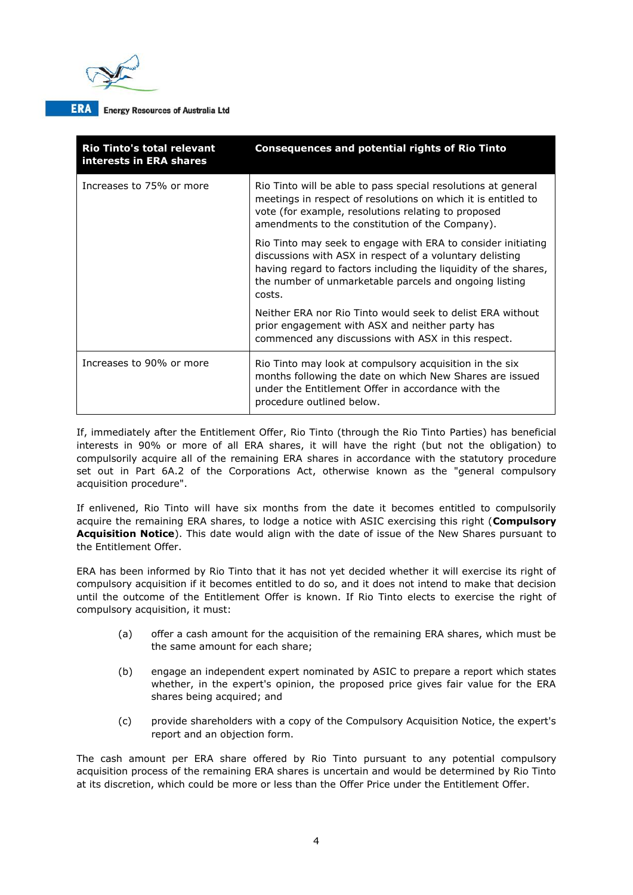| Rio Tinto's total relevant interests in ERA shares | Consequences and potential rights of Rio Tinto |
|---|---|
| Increases to 75% or more | Rio Tinto will be able to pass special resolutions at general meetings in respect of resolutions on which it is entitled to vote (for example, resolutions relating to proposed amendments to the constitution of the Company).<br><br>Rio Tinto may seek to engage with ERA to consider initiating discussions with ASX in respect of a voluntary delisting having regard to factors including the liquidity of the shares, the number of unmarketable parcels and ongoing listing costs.<br><br>Neither ERA nor Rio Tinto would seek to delist ERA without prior engagement with ASX and neither party has commenced any discussions with ASX in this respect. |
| Increases to 90% or more | Rio Tinto may look at compulsory acquisition in the six months following the date on which New Shares are issued under the Entitlement Offer in accordance with the procedure outlined below. |

If, immediately after the Entitlement Offer, Rio Tinto (through the Rio Tinto Parties) has beneficial interests in 90% or more of all ERA shares, it will have the right (but not the obligation) to compulsorily acquire all of the remaining ERA shares in accordance with the statutory procedure set out in Part 6A.2 of the Corporations Act, otherwise known as the "general compulsory acquisition procedure".

If enlivened, Rio Tinto will have six months from the date it becomes entitled to compulsorily acquire the remaining ERA shares, to lodge a notice with ASIC exercising this right (**Compulsory Acquisition Notice**). This date would align with the date of issue of the New Shares pursuant to the Entitlement Offer.

ERA has been informed by Rio Tinto that it has not yet decided whether it will exercise its right of compulsory acquisition if it becomes entitled to do so, and it does not intend to make that decision until the outcome of the Entitlement Offer is known. If Rio Tinto elects to exercise the right of compulsory acquisition, it must:

(a) offer a cash amount for the acquisition of the remaining ERA shares, which must be the same amount for each share;

(b) engage an independent expert nominated by ASIC to prepare a report which states whether, in the expert's opinion, the proposed price gives fair value for the ERA shares being acquired; and

(c) provide shareholders with a copy of the Compulsory Acquisition Notice, the expert's report and an objection form.

The cash amount per ERA share offered by Rio Tinto pursuant to any potential compulsory acquisition process of the remaining ERA shares is uncertain and would be determined by Rio Tinto at its discretion, which could be more or less than the Offer Price under the Entitlement Offer.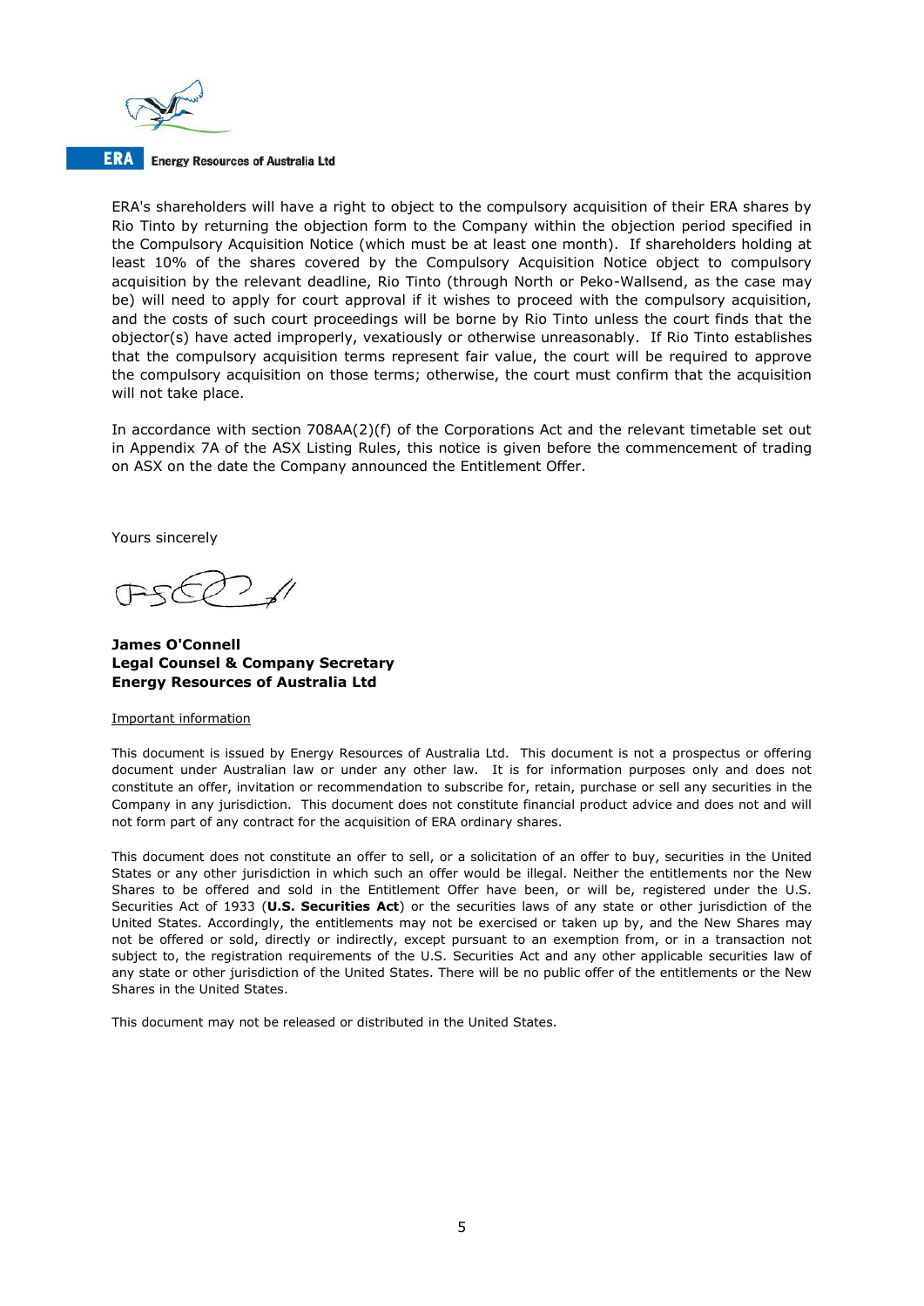ERA's shareholders will have a right to object to the compulsory acquisition of their ERA shares by Rio Tinto by returning the objection form to the Company within the objection period specified in the Compulsory Acquisition Notice (which must be at least one month). If shareholders holding at least 10% of the shares covered by the Compulsory Acquisition Notice object to compulsory acquisition by the relevant deadline, Rio Tinto (through North or Peko-Wallsend, as the case may be) will need to apply for court approval if it wishes to proceed with the compulsory acquisition, and the costs of such court proceedings will be borne by Rio Tinto unless the court finds that the objector(s) have acted improperly, vexatiously or otherwise unreasonably. If Rio Tinto establishes that the compulsory acquisition terms represent fair value, the court will be required to approve the compulsory acquisition on those terms; otherwise, the court must confirm that the acquisition will not take place.

In accordance with section 708AA(2)(f) of the Corporations Act and the relevant timetable set out in Appendix 7A of the ASX Listing Rules, this notice is given before the commencement of trading on ASX on the date the Company announced the Entitlement Offer.

Yours sincerely

**James O'Connell**
**Legal Counsel & Company Secretary**
**Energy Resources of Australia Ltd**

Important information

This document is issued by Energy Resources of Australia Ltd. This document is not a prospectus or offering document under Australian law or under any other law. It is for information purposes only and does not constitute an offer, invitation or recommendation to subscribe for, retain, purchase or sell any securities in the Company in any jurisdiction. This document does not constitute financial product advice and does not and will not form part of any contract for the acquisition of ERA ordinary shares.

This document does not constitute an offer to sell, or a solicitation of an offer to buy, securities in the United States or any other jurisdiction in which such an offer would be illegal. Neither the entitlements nor the New Shares to be offered and sold in the Entitlement Offer have been, or will be, registered under the U.S. Securities Act of 1933 (**U.S. Securities Act**) or the securities laws of any state or other jurisdiction of the United States. Accordingly, the entitlements may not be exercised or taken up by, and the New Shares may not be offered or sold, directly or indirectly, except pursuant to an exemption from, or in a transaction not subject to, the registration requirements of the U.S. Securities Act and any other applicable securities law of any state or other jurisdiction of the United States. There will be no public offer of the entitlements or the New Shares in the United States.

This document may not be released or distributed in the United States.